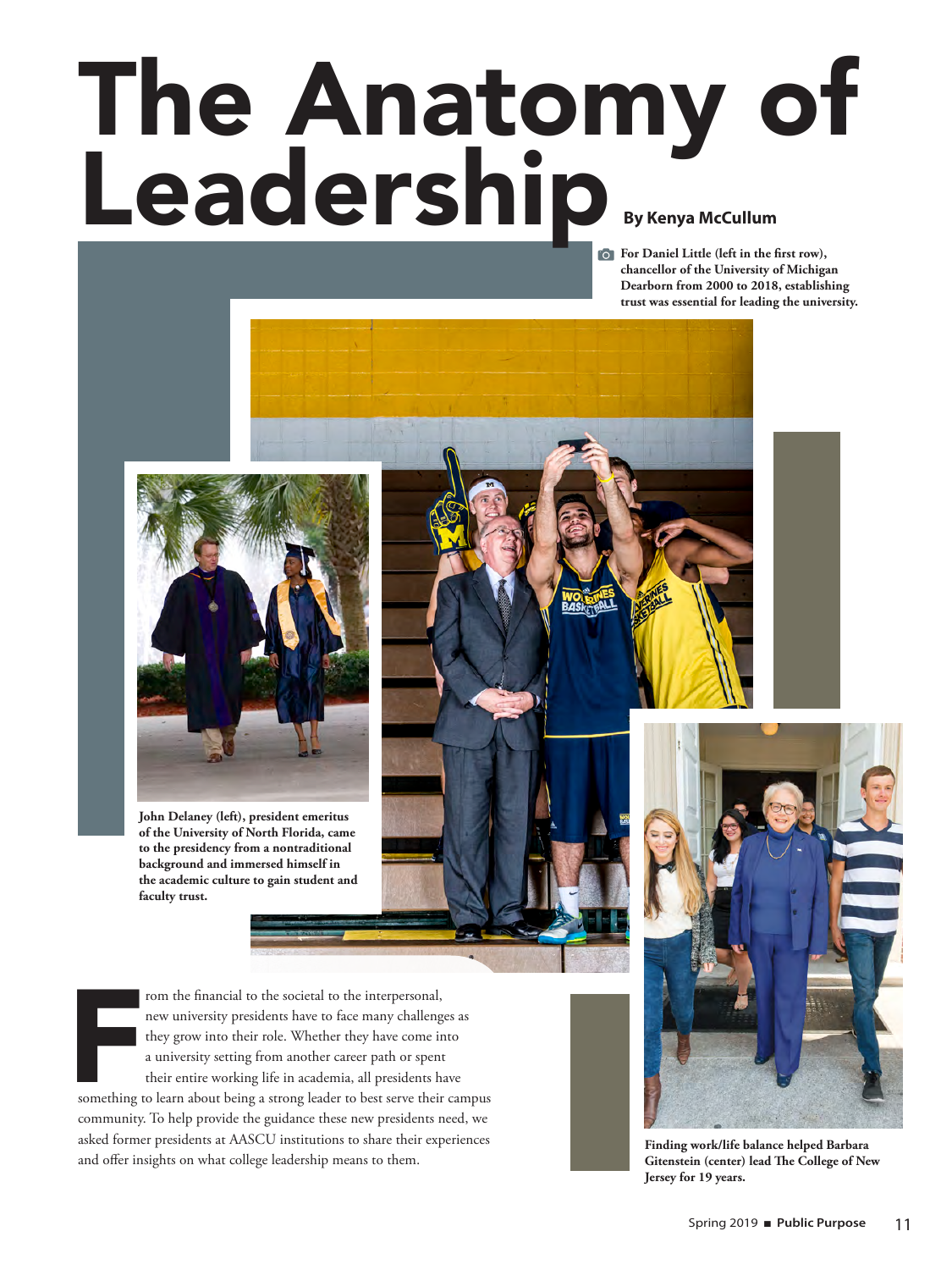# The Anatomy of Leadership

**By Kenya McCullum**

**For Daniel Little (left in the first row), chancellor of the University of Michigan Dearborn from 2000 to 2018, establishing trust was essential for leading the university.**

**John Delaney (left), president emeritus of the University of North Florida, came to the presidency from a nontraditional background and immersed himself in the academic culture to gain student and faculty trust.**

**Finding work/life balance helped Barbara Gitenstein (center) lead The College of New Jersey for 19 years.**

From the financial to the societal to the interpersonal, new university presidents have to face many challenges as they grow into their role. Whether they have come into a university setting from another career path or spent their entire working life in academia, all presidents have something to learn about being a strong leader to best serve their campus community. To help provide the guidance these new presidents need, we asked former presidents at AASCU institutions to share their experiences and offer insights on what college leadership means to them.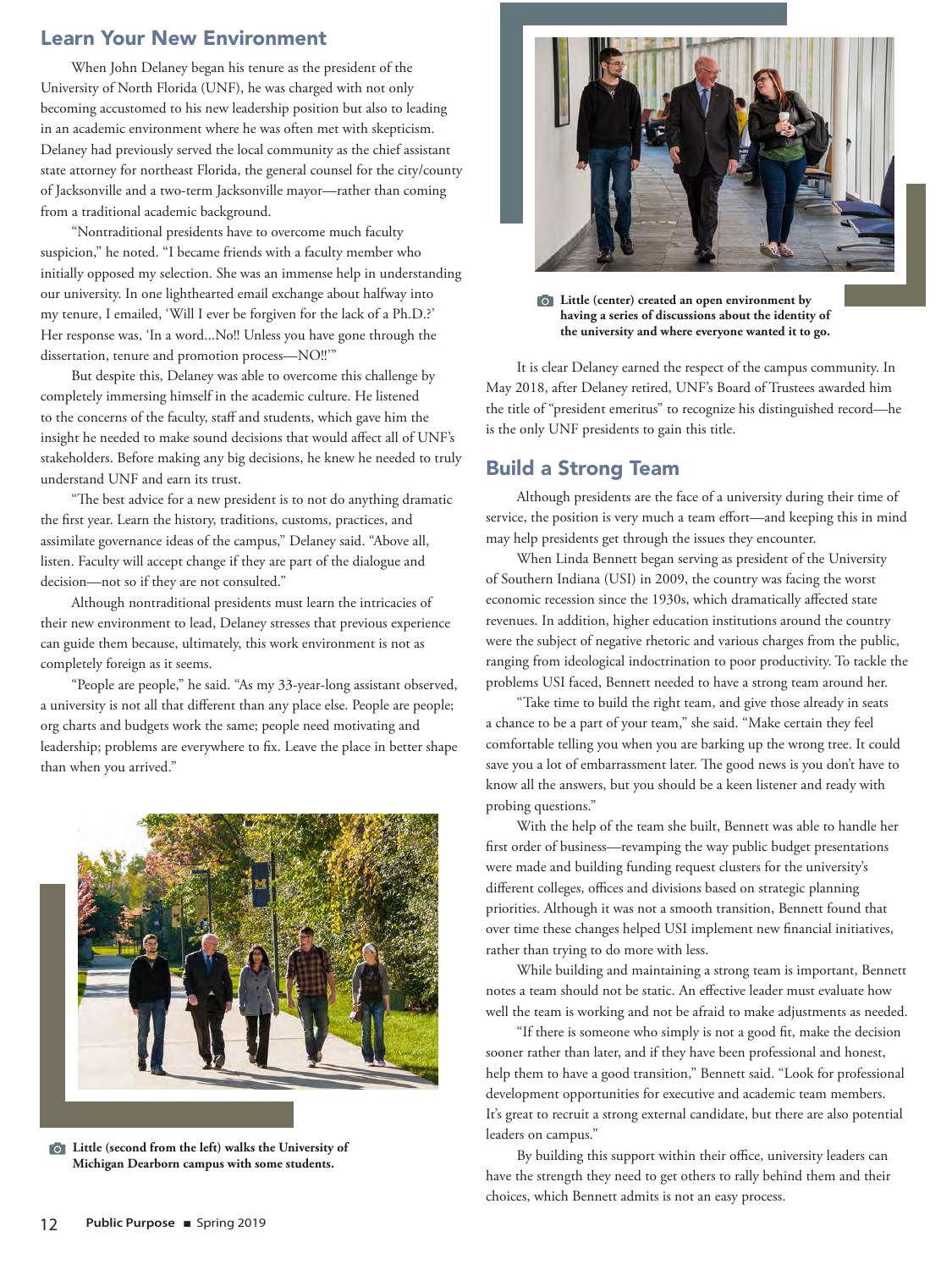## Learn Your New Environment

When John Delaney began his tenure as the president of the University of North Florida (UNF), he was charged with not only becoming accustomed to his new leadership position but also to leading in an academic environment where he was often met with skepticism. Delaney had previously served the local community as the chief assistant state attorney for northeast Florida, the general counsel for the city/county of Jacksonville and a two-term Jacksonville mayor—rather than coming from a traditional academic background.

"Nontraditional presidents have to overcome much faculty suspicion," he noted. "I became friends with a faculty member who initially opposed my selection. She was an immense help in understanding our university. In one lighthearted email exchange about halfway into my tenure, I emailed, 'Will I ever be forgiven for the lack of a Ph.D.?' Her response was, 'In a word...No!! Unless you have gone through the dissertation, tenure and promotion process—NO!!'"

But despite this, Delaney was able to overcome this challenge by completely immersing himself in the academic culture. He listened to the concerns of the faculty, staff and students, which gave him the insight he needed to make sound decisions that would affect all of UNF's stakeholders. Before making any big decisions, he knew he needed to truly understand UNF and earn its trust.

"The best advice for a new president is to not do anything dramatic the first year. Learn the history, traditions, customs, practices, and assimilate governance ideas of the campus," Delaney said. "Above all, listen. Faculty will accept change if they are part of the dialogue and decision—not so if they are not consulted."

Although nontraditional presidents must learn the intricacies of their new environment to lead, Delaney stresses that previous experience can guide them because, ultimately, this work environment is not as completely foreign as it seems.

"People are people," he said. "As my 33-year-long assistant observed, a university is not all that different than any place else. People are people; org charts and budgets work the same; people need motivating and leadership; problems are everywhere to fix. Leave the place in better shape than when you arrived."

**Little (second from the left) walks the University of Michigan Dearborn campus with some students.**

**Little (center) created an open environment by having a series of discussions about the identity of the university and where everyone wanted it to go.**

It is clear Delaney earned the respect of the campus community. In May 2018, after Delaney retired, UNF's Board of Trustees awarded him the title of "president emeritus" to recognize his distinguished record—he is the only UNF presidents to gain this title.

## Build a Strong Team

Although presidents are the face of a university during their time of service, the position is very much a team effort—and keeping this in mind may help presidents get through the issues they encounter.

When Linda Bennett began serving as president of the University of Southern Indiana (USI) in 2009, the country was facing the worst economic recession since the 1930s, which dramatically affected state revenues. In addition, higher education institutions around the country were the subject of negative rhetoric and various charges from the public, ranging from ideological indoctrination to poor productivity. To tackle the problems USI faced, Bennett needed to have a strong team around her.

"Take time to build the right team, and give those already in seats a chance to be a part of your team," she said. "Make certain they feel comfortable telling you when you are barking up the wrong tree. It could save you a lot of embarrassment later. The good news is you don't have to know all the answers, but you should be a keen listener and ready with probing questions."

With the help of the team she built, Bennett was able to handle her first order of business—revamping the way public budget presentations were made and building funding request clusters for the university's different colleges, offices and divisions based on strategic planning priorities. Although it was not a smooth transition, Bennett found that over time these changes helped USI implement new financial initiatives, rather than trying to do more with less.

While building and maintaining a strong team is important, Bennett notes a team should not be static. An effective leader must evaluate how well the team is working and not be afraid to make adjustments as needed.

"If there is someone who simply is not a good fit, make the decision sooner rather than later, and if they have been professional and honest, help them to have a good transition," Bennett said. "Look for professional development opportunities for executive and academic team members. It's great to recruit a strong external candidate, but there also potential leaders on campus."

By building this support within their office, university leaders can have the strength they need to get others to rally behind them and their choices, which Bennett admits is not an easy process.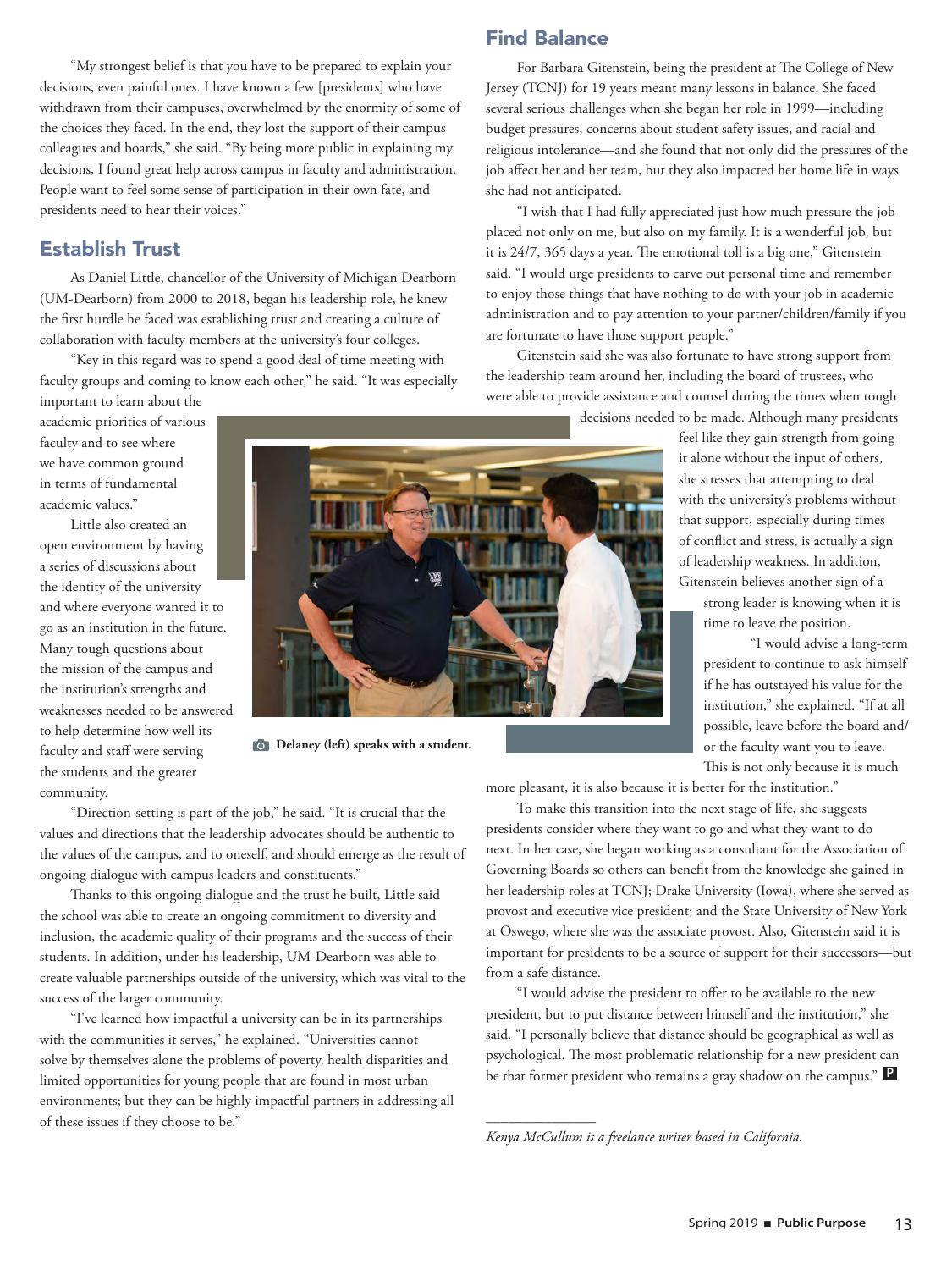"My strongest belief is that you have to be prepared to explain your decisions, even painful ones. I have known a few [presidents] who have withdrawn from their campuses, overwhelmed by the enormity of some of the choices they faced. In the end, they lost the support of their campus colleagues and boards," she said. "By being more public in explaining my decisions, I found great help across campus in faculty and administration. People want to feel some sense of participation in their own fate, and presidents need to hear their voices."

## Establish Trust

As Daniel Little, chancellor of the University of Michigan Dearborn (UM-Dearborn) from 2000 to 2018, began his leadership role, he knew the first hurdle he faced was establishing trust and creating a culture of collaboration with faculty members at the university's four colleges.

"Key in this regard was to spend a good deal of time meeting with faculty groups and coming to know each other," he said. "It was especially important to learn about the academic priorities of various faculty and to see where we have common ground in terms of fundamental academic values."

Little also created an open environment by having a series of discussions about the identity of the university and where everyone wanted it to go as an institution in the future. Many tough questions about the mission of the campus and the institution's strengths and weaknesses needed to be answered to help determine how well its faculty and staff were serving the students and the greater community.

Delaney (left) speaks with a student.

"Direction-setting is part of the job," he said. "It is crucial that the values and directions that the leadership advocates should be authentic to the values of the campus, and to oneself, and should emerge as the result of ongoing dialogue with campus leaders and constituents."

Thanks to this ongoing dialogue and the trust he built, Little said the school was able to create an ongoing commitment to diversity and inclusion, the academic quality of their programs and the success of their students. In addition, under his leadership, UM-Dearborn was able to create valuable partnerships outside of the university, which was vital to the success of the larger community.

"I've learned how impactful a university can be in its partnerships with the communities it serves," he explained. "Universities cannot solve by themselves alone the problems of poverty, health disparities and limited opportunities for young people that are found in most urban environments; but they can be highly impactful partners in addressing all of these issues if they choose to be."

## Find Balance

For Barbara Gitenstein, being the president at The College of New Jersey (TCNJ) for 19 years meant many lessons in balance. She faced several serious challenges when she began her role in 1999—including budget pressures, concerns about student safety issues, and racial and religious intolerance—and she found that not only did the pressures of the job affect her and her team, but they also impacted her home life in ways she had not anticipated.

"I wish that I had fully appreciated just how much pressure the job placed not only on me, but also on my family. It is a wonderful job, but it is 24/7, 365 days a year. The emotional toll is a big one," Gitenstein said. "I would urge presidents to carve out personal time and remember to enjoy those things that have nothing to do with your job in academic administration and to pay attention to your partner/children/family if you are fortunate to have those support people."

Gitenstein said she was also fortunate to have strong support from the leadership team around her, including the board of trustees, who were able to provide assistance and counsel during the times when tough decisions needed to be made. Although many presidents feel like they gain strength from going it alone without the input of others, she stresses that attempting to deal with the university's problems without that support, especially during times of conflict and stress, is actually a sign of leadership weakness. In addition, Gitenstein believes another sign of a strong leader is knowing when it is time to leave the position.

"I would advise a long-term president to continue to ask himself if he has outstayed his value for the institution," she explained. "If at all possible, leave before the board and/or the faculty want you to leave. This is not only because it is much more pleasant, it is also because it is better for the institution."

To make this transition into the next stage of life, she suggests presidents consider where they want to go and what they want to do next. In her case, she began working as a consultant for the Association of Governing Boards so others can benefit from the knowledge she gained in her leadership roles at TCNJ; Drake University (Iowa), where she served as provost and executive vice president; and the State University of New York at Oswego, where she was the associate provost. Also, Gitenstein said it is important for presidents to be a source of support for their successors—but from a safe distance.

"I would advise the president to offer to be available to the new president, but to put distance between himself and the institution," she said. "I personally believe that distance should be geographical as well as psychological. The most problematic relationship for a new president can be that former president who remains a gray shadow on the campus."

---

*Kenya McCullum is a freelance writer based in California.*